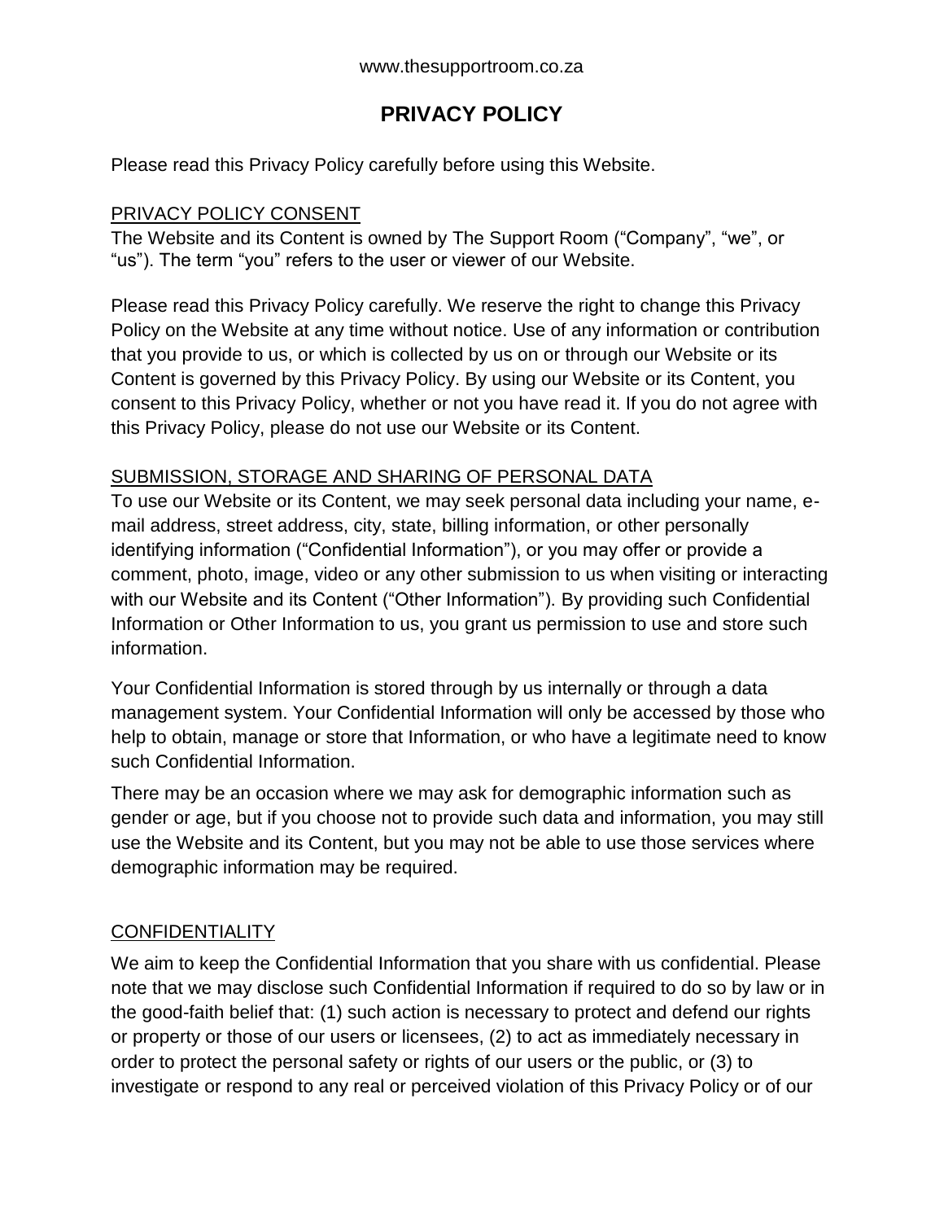www.thesupportroom.co.za

# PRIVACY POLICY

Please read this Privacy Policy carefully before using this Website.

## PRIVACY POLICY CONSENT

The Website and its Content is owned by The Support Room ("Company", "we", or "us"). The term "you" refers to the user or viewer of our Website.

Please read this Privacy Policy carefully. We reserve the right to change this Privacy Policy on the Website at any time without notice. Use of any information or contribution that you provide to us, or which is collected by us on or through our Website or its Content is governed by this Privacy Policy. By using our Website or its Content, you consent to this Privacy Policy, whether or not you have read it. If you do not agree with this Privacy Policy, please do not use our Website or its Content.

## SUBMISSION, STORAGE AND SHARING OF PERSONAL DATA

To use our Website or its Content, we may seek personal data including your name, e-mail address, street address, city, state, billing information, or other personally identifying information ("Confidential Information"), or you may offer or provide a comment, photo, image, video or any other submission to us when visiting or interacting with our Website and its Content ("Other Information"). By providing such Confidential Information or Other Information to us, you grant us permission to use and store such information.

Your Confidential Information is stored through by us internally or through a data management system. Your Confidential Information will only be accessed by those who help to obtain, manage or store that Information, or who have a legitimate need to know such Confidential Information.

There may be an occasion where we may ask for demographic information such as gender or age, but if you choose not to provide such data and information, you may still use the Website and its Content, but you may not be able to use those services where demographic information may be required.

## CONFIDENTIALITY

We aim to keep the Confidential Information that you share with us confidential. Please note that we may disclose such Confidential Information if required to do so by law or in the good-faith belief that: (1) such action is necessary to protect and defend our rights or property or those of our users or licensees, (2) to act as immediately necessary in order to protect the personal safety or rights of our users or the public, or (3) to investigate or respond to any real or perceived violation of this Privacy Policy or of our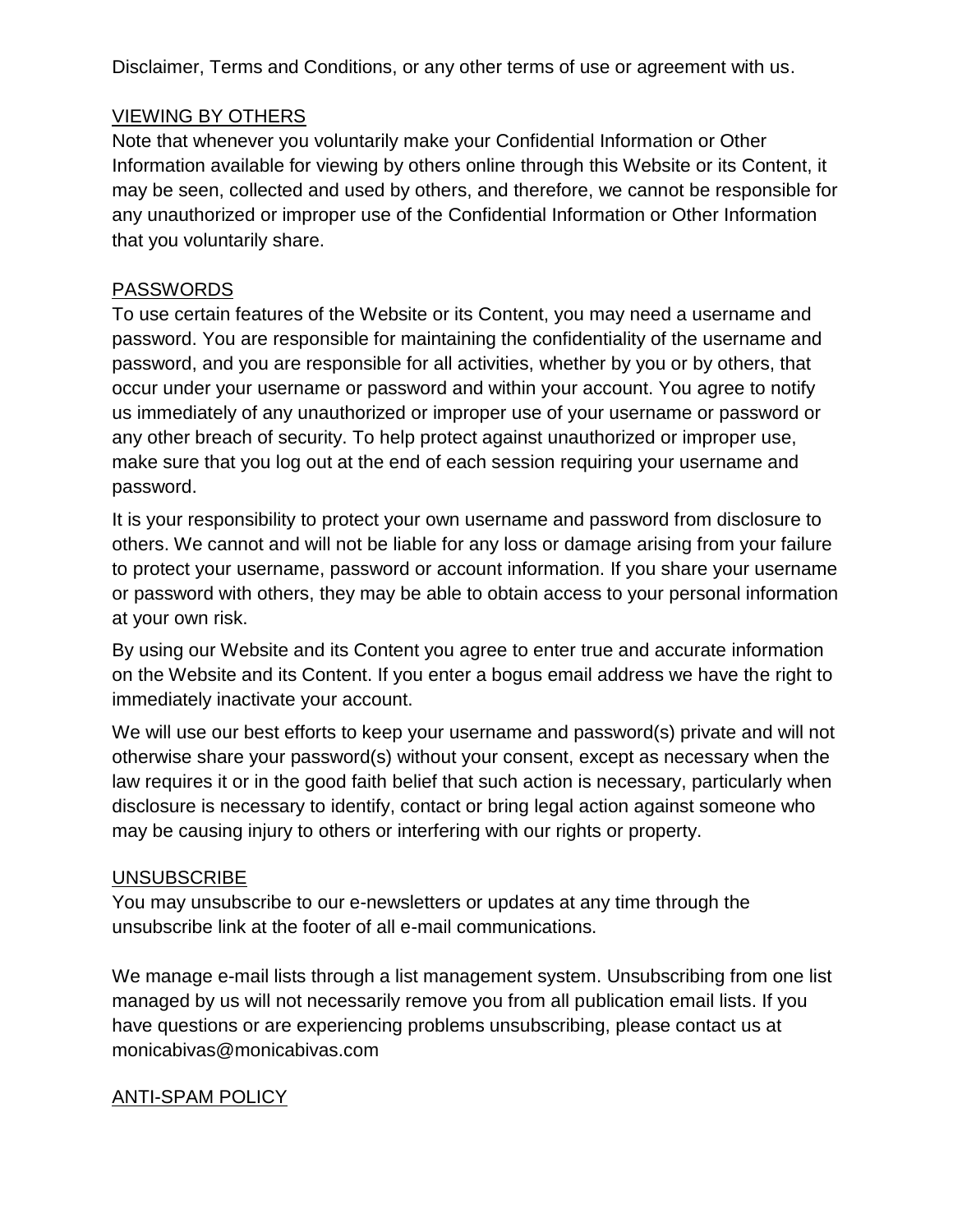Disclaimer, Terms and Conditions, or any other terms of use or agreement with us.

## VIEWING BY OTHERS

Note that whenever you voluntarily make your Confidential Information or Other Information available for viewing by others online through this Website or its Content, it may be seen, collected and used by others, and therefore, we cannot be responsible for any unauthorized or improper use of the Confidential Information or Other Information that you voluntarily share.

## PASSWORDS

To use certain features of the Website or its Content, you may need a username and password. You are responsible for maintaining the confidentiality of the username and password, and you are responsible for all activities, whether by you or by others, that occur under your username or password and within your account. You agree to notify us immediately of any unauthorized or improper use of your username or password or any other breach of security. To help protect against unauthorized or improper use, make sure that you log out at the end of each session requiring your username and password.

It is your responsibility to protect your own username and password from disclosure to others. We cannot and will not be liable for any loss or damage arising from your failure to protect your username, password or account information. If you share your username or password with others, they may be able to obtain access to your personal information at your own risk.

By using our Website and its Content you agree to enter true and accurate information on the Website and its Content. If you enter a bogus email address we have the right to immediately inactivate your account.

We will use our best efforts to keep your username and password(s) private and will not otherwise share your password(s) without your consent, except as necessary when the law requires it or in the good faith belief that such action is necessary, particularly when disclosure is necessary to identify, contact or bring legal action against someone who may be causing injury to others or interfering with our rights or property.

## UNSUBSCRIBE

You may unsubscribe to our e-newsletters or updates at any time through the unsubscribe link at the footer of all e-mail communications.

We manage e-mail lists through a list management system. Unsubscribing from one list managed by us will not necessarily remove you from all publication email lists. If you have questions or are experiencing problems unsubscribing, please contact us at monicabivas@monicabivas.com

## ANTI-SPAM POLICY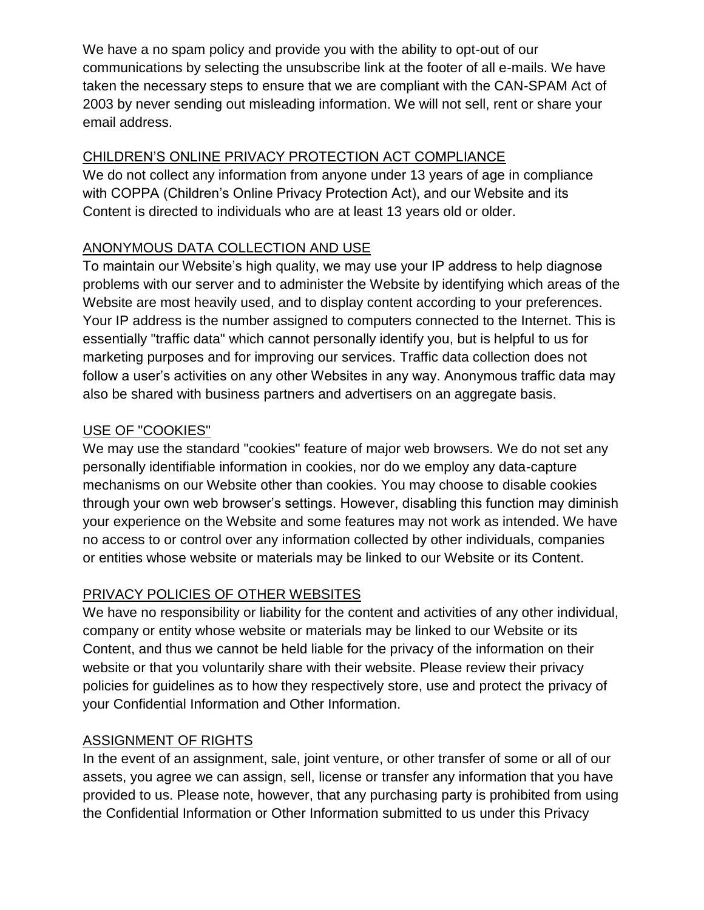We have a no spam policy and provide you with the ability to opt-out of our communications by selecting the unsubscribe link at the footer of all e-mails. We have taken the necessary steps to ensure that we are compliant with the CAN-SPAM Act of 2003 by never sending out misleading information. We will not sell, rent or share your email address.

## CHILDREN'S ONLINE PRIVACY PROTECTION ACT COMPLIANCE

We do not collect any information from anyone under 13 years of age in compliance with COPPA (Children's Online Privacy Protection Act), and our Website and its Content is directed to individuals who are at least 13 years old or older.

## ANONYMOUS DATA COLLECTION AND USE

To maintain our Website's high quality, we may use your IP address to help diagnose problems with our server and to administer the Website by identifying which areas of the Website are most heavily used, and to display content according to your preferences. Your IP address is the number assigned to computers connected to the Internet. This is essentially "traffic data" which cannot personally identify you, but is helpful to us for marketing purposes and for improving our services. Traffic data collection does not follow a user's activities on any other Websites in any way. Anonymous traffic data may also be shared with business partners and advertisers on an aggregate basis.

## USE OF "COOKIES"

We may use the standard "cookies" feature of major web browsers. We do not set any personally identifiable information in cookies, nor do we employ any data-capture mechanisms on our Website other than cookies. You may choose to disable cookies through your own web browser's settings. However, disabling this function may diminish your experience on the Website and some features may not work as intended. We have no access to or control over any information collected by other individuals, companies or entities whose website or materials may be linked to our Website or its Content.

## PRIVACY POLICIES OF OTHER WEBSITES

We have no responsibility or liability for the content and activities of any other individual, company or entity whose website or materials may be linked to our Website or its Content, and thus we cannot be held liable for the privacy of the information on their website or that you voluntarily share with their website. Please review their privacy policies for guidelines as to how they respectively store, use and protect the privacy of your Confidential Information and Other Information.

## ASSIGNMENT OF RIGHTS

In the event of an assignment, sale, joint venture, or other transfer of some or all of our assets, you agree we can assign, sell, license or transfer any information that you have provided to us. Please note, however, that any purchasing party is prohibited from using the Confidential Information or Other Information submitted to us under this Privacy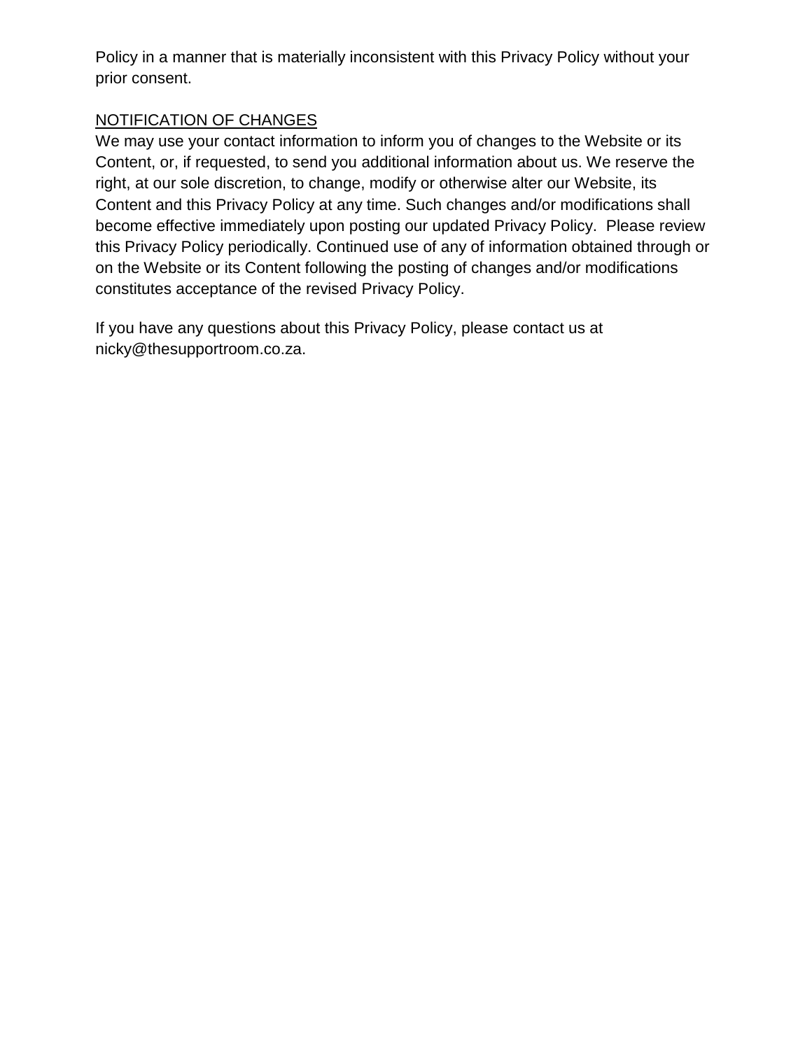Policy in a manner that is materially inconsistent with this Privacy Policy without your prior consent.

<u>NOTIFICATION OF CHANGES</u>

We may use your contact information to inform you of changes to the Website or its Content, or, if requested, to send you additional information about us. We reserve the right, at our sole discretion, to change, modify or otherwise alter our Website, its Content and this Privacy Policy at any time. Such changes and/or modifications shall become effective immediately upon posting our updated Privacy Policy. Please review this Privacy Policy periodically. Continued use of any of information obtained through or on the Website or its Content following the posting of changes and/or modifications constitutes acceptance of the revised Privacy Policy.

If you have any questions about this Privacy Policy, please contact us at nicky@thesupportroom.co.za.